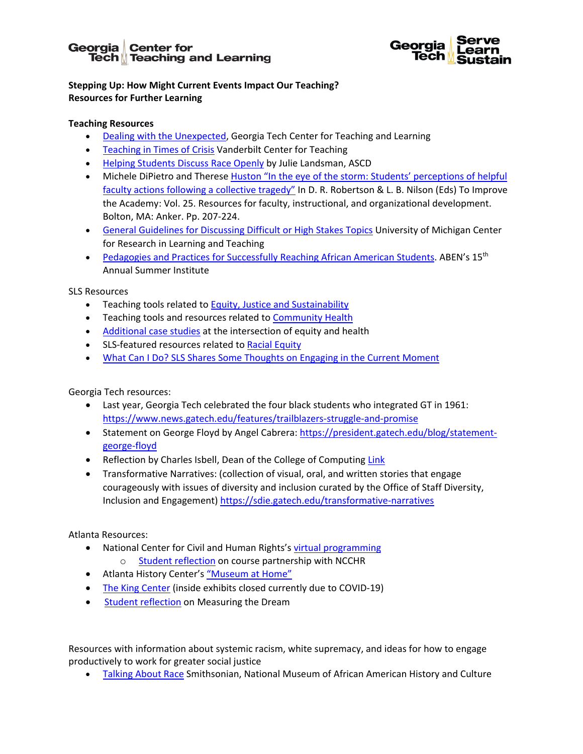Georgia Tech Center for Teaching and Learning

Georgia Tech Serve Learn Sustain

**Stepping Up: How Might Current Events Impact Our Teaching?**
**Resources for Further Learning**

**Teaching Resources**

- Dealing with the Unexpected, Georgia Tech Center for Teaching and Learning
- Teaching in Times of Crisis Vanderbilt Center for Teaching
- Helping Students Discuss Race Openly by Julie Landsman, ASCD
- Michele DiPietro and Therese Huston "In the eye of the storm: Students' perceptions of helpful faculty actions following a collective tragedy" In D. R. Robertson & L. B. Nilson (Eds) To Improve the Academy: Vol. 25. Resources for faculty, instructional, and organizational development. Bolton, MA: Anker. Pp. 207-224.
- General Guidelines for Discussing Difficult or High Stakes Topics University of Michigan Center for Research in Learning and Teaching
- Pedagogies and Practices for Successfully Reaching African American Students. ABEN's 15th Annual Summer Institute

SLS Resources

- Teaching tools related to Equity, Justice and Sustainability
- Teaching tools and resources related to Community Health
- Additional case studies at the intersection of equity and health
- SLS-featured resources related to Racial Equity
- What Can I Do? SLS Shares Some Thoughts on Engaging in the Current Moment

Georgia Tech resources:

- Last year, Georgia Tech celebrated the four black students who integrated GT in 1961: https://www.news.gatech.edu/features/trailblazers-struggle-and-promise
- Statement on George Floyd by Angel Cabrera: https://president.gatech.edu/blog/statement-george-floyd
- Reflection by Charles Isbell, Dean of the College of Computing Link
- Transformative Narratives: (collection of visual, oral, and written stories that engage courageously with issues of diversity and inclusion curated by the Office of Staff Diversity, Inclusion and Engagement) https://sdie.gatech.edu/transformative-narratives

Atlanta Resources:

- National Center for Civil and Human Rights's virtual programming
  - Student reflection on course partnership with NCCHR
- Atlanta History Center's "Museum at Home"
- The King Center (inside exhibits closed currently due to COVID-19)
- Student reflection on Measuring the Dream

Resources with information about systemic racism, white supremacy, and ideas for how to engage productively to work for greater social justice

- Talking About Race Smithsonian, National Museum of African American History and Culture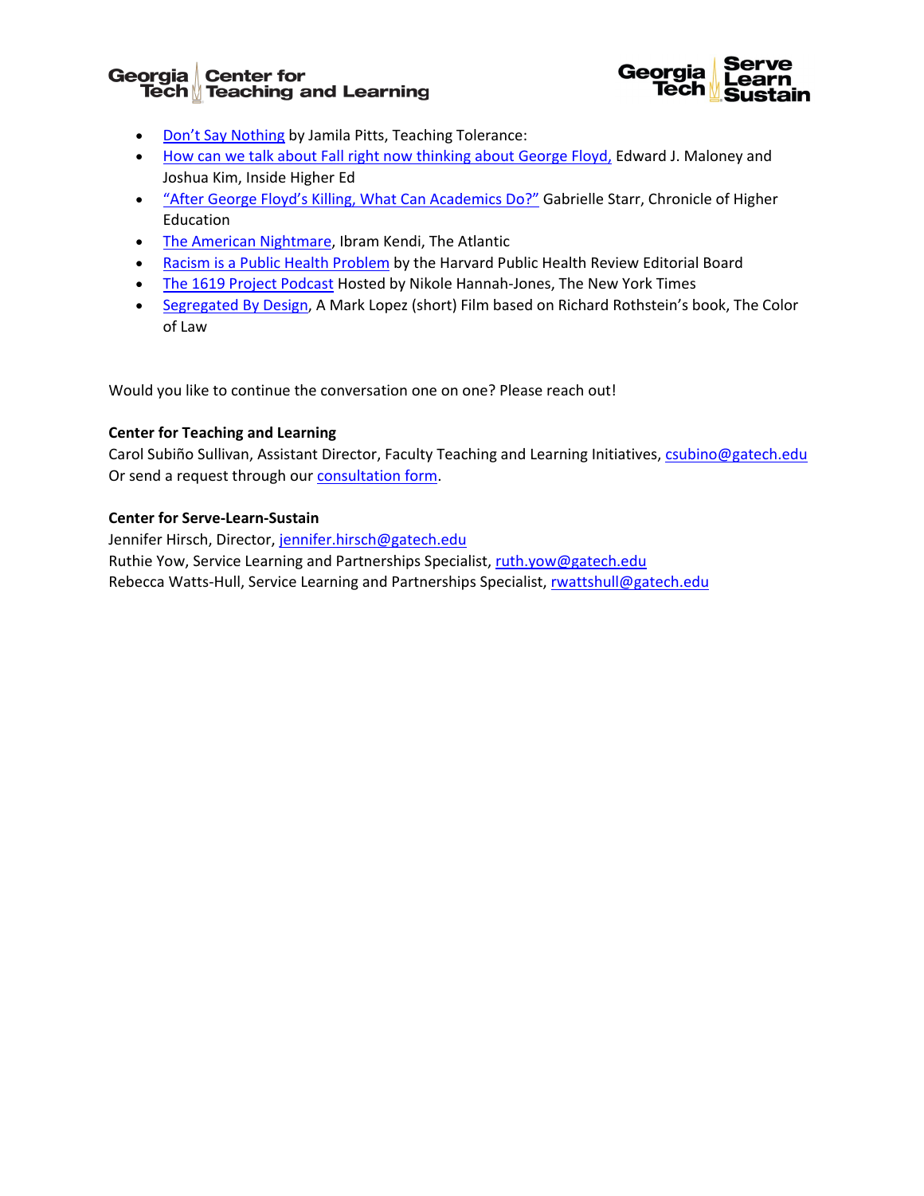- Don't Say Nothing by Jamila Pitts, Teaching Tolerance:
- How can we talk about Fall right now thinking about George Floyd, Edward J. Maloney and Joshua Kim, Inside Higher Ed
- "After George Floyd's Killing, What Can Academics Do?" Gabrielle Starr, Chronicle of Higher Education
- The American Nightmare, Ibram Kendi, The Atlantic
- Racism is a Public Health Problem by the Harvard Public Health Review Editorial Board
- The 1619 Project Podcast Hosted by Nikole Hannah-Jones, The New York Times
- Segregated By Design, A Mark Lopez (short) Film based on Richard Rothstein's book, The Color of Law

Would you like to continue the conversation one on one? Please reach out!

**Center for Teaching and Learning**
Carol Subiño Sullivan, Assistant Director, Faculty Teaching and Learning Initiatives, csubino@gatech.edu
Or send a request through our consultation form.

**Center for Serve-Learn-Sustain**
Jennifer Hirsch, Director, jennifer.hirsch@gatech.edu
Ruthie Yow, Service Learning and Partnerships Specialist, ruth.yow@gatech.edu
Rebecca Watts-Hull, Service Learning and Partnerships Specialist, rwattshull@gatech.edu